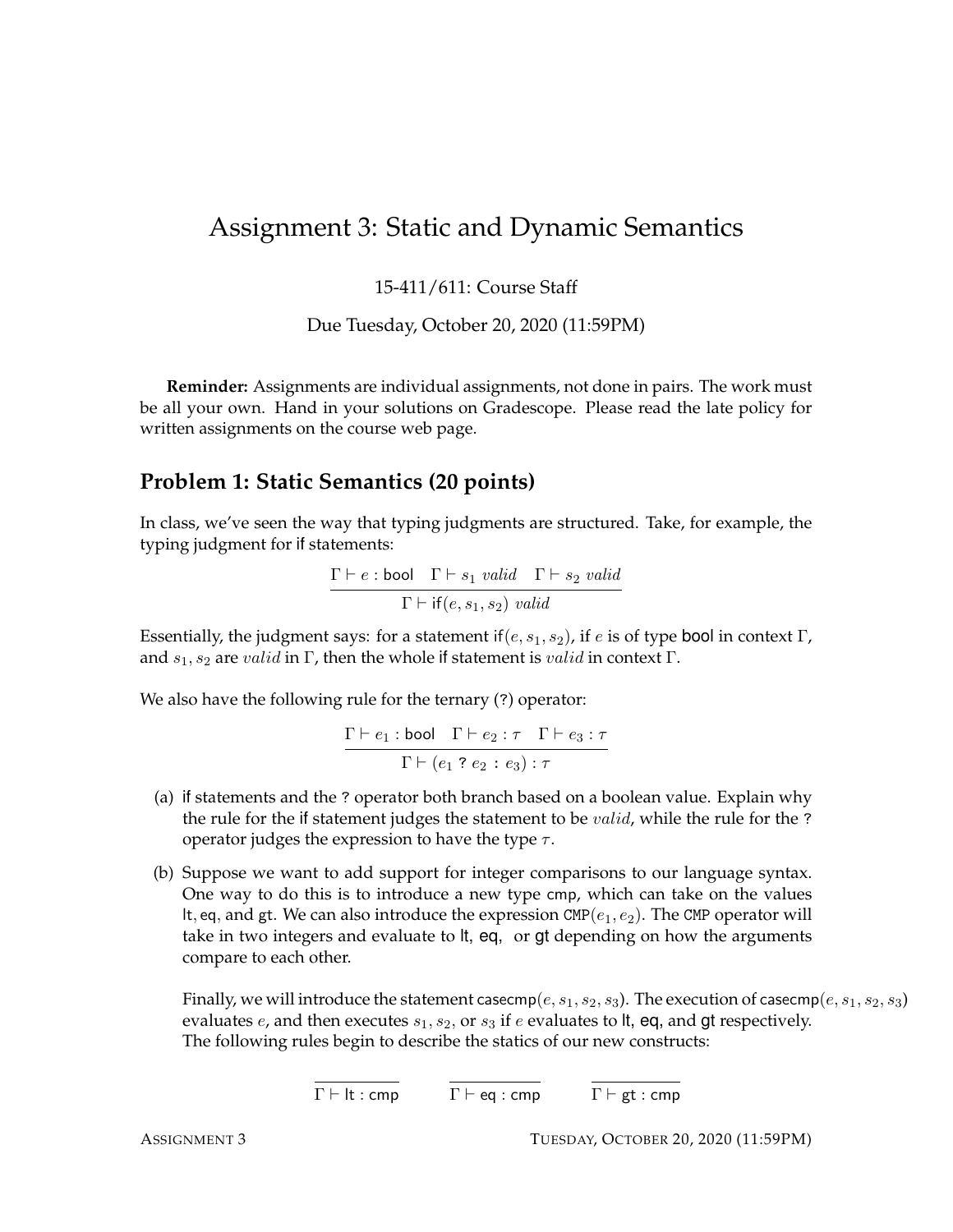// Assignment 3: Static and Dynamic Semantics

15-411/611: Course Staff

Due Tuesday, October 20, 2020 (11:59PM)

**Reminder:** Assignments are individual assignments, not done in pairs. The work must be all your own. Hand in your solutions on Gradescope. Please read the late policy for written assignments on the course web page.

## Problem 1: Static Semantics (20 points)

In class, we've seen the way that typing judgments are structured. Take, for example, the typing judgment for if statements:

$$\frac{\Gamma \vdash e : \mathsf{bool} \quad \Gamma \vdash s_1 \ valid \quad \Gamma \vdash s_2 \ valid}{\Gamma \vdash \mathsf{if}(e, s_1, s_2) \ valid}$$

Essentially, the judgment says: for a statement $\mathsf{if}(e, s_1, s_2)$, if $e$ is of type bool in context $\Gamma$, and $s_1, s_2$ are $valid$ in $\Gamma$, then the whole if statement is $valid$ in context $\Gamma$.

We also have the following rule for the ternary (?) operator:

$$\frac{\Gamma \vdash e_1 : \mathsf{bool} \quad \Gamma \vdash e_2 : \tau \quad \Gamma \vdash e_3 : \tau}{\Gamma \vdash (e_1 \ ? \ e_2 \ : \ e_3) : \tau}$$

(a) if statements and the ? operator both branch based on a boolean value. Explain why the rule for the if statement judges the statement to be $valid$, while the rule for the ? operator judges the expression to have the type $\tau$.

(b) Suppose we want to add support for integer comparisons to our language syntax. One way to do this is to introduce a new type cmp, which can take on the values lt, eq, and gt. We can also introduce the expression $\mathtt{CMP}(e_1, e_2)$. The CMP operator will take in two integers and evaluate to lt, eq, or gt depending on how the arguments compare to each other.

Finally, we will introduce the statement $\mathsf{casecmp}(e, s_1, s_2, s_3)$. The execution of $\mathsf{casecmp}(e, s_1, s_2, s_3)$ evaluates $e$, and then executes $s_1$, $s_2$, or $s_3$ if $e$ evaluates to lt, eq, and gt respectively. The following rules begin to describe the statics of our new constructs:

$$\frac{}{\Gamma \vdash \mathsf{lt} : \mathsf{cmp}} \qquad \frac{}{\Gamma \vdash \mathsf{eq} : \mathsf{cmp}} \qquad \frac{}{\Gamma \vdash \mathsf{gt} : \mathsf{cmp}}$$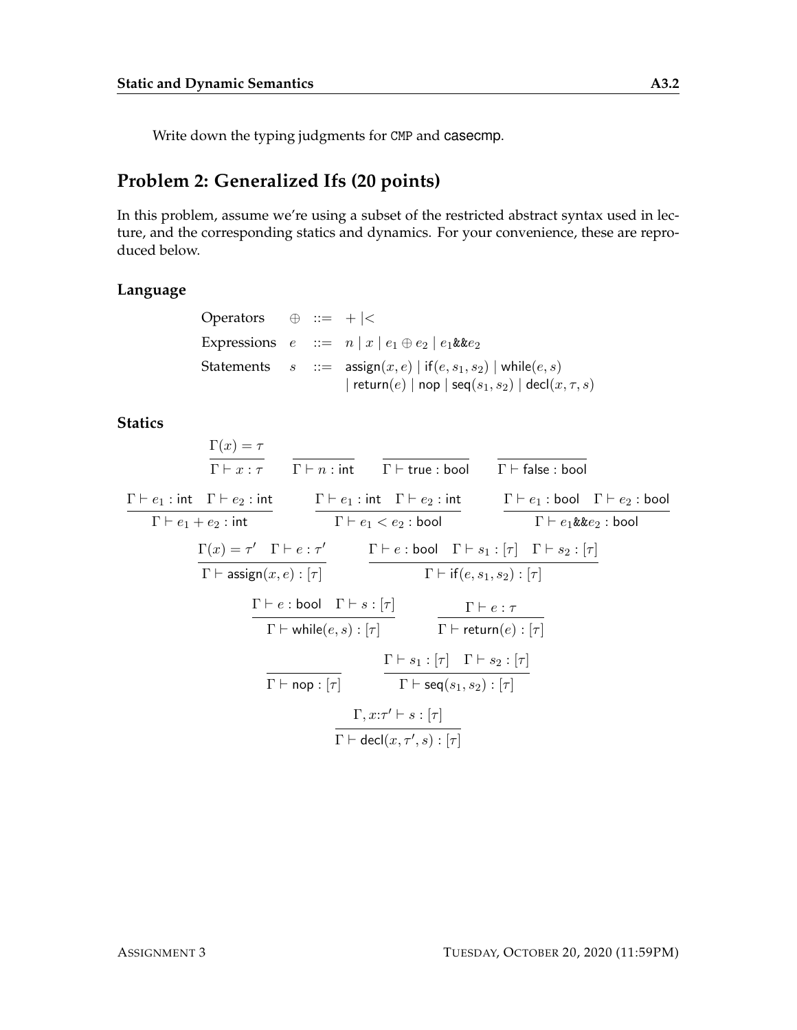Write down the typing judgments for `CMP` and casecmp.

## Problem 2: Generalized Ifs (20 points)

In this problem, assume we're using a subset of the restricted abstract syntax used in lecture, and the corresponding statics and dynamics. For your convenience, these are reproduced below.

### Language

$$
\begin{array}{llcl}
\text{Operators} & \oplus & ::= & + \mid < \\
\text{Expressions} & e & ::= & n \mid x \mid e_1 \oplus e_2 \mid e_1 \,\&\&\, e_2 \\
\text{Statements} & s & ::= & \mathsf{assign}(x, e) \mid \mathsf{if}(e, s_1, s_2) \mid \mathsf{while}(e, s) \\
 & & & \mid \mathsf{return}(e) \mid \mathsf{nop} \mid \mathsf{seq}(s_1, s_2) \mid \mathsf{decl}(x, \tau, s)
\end{array}
$$

### Statics

$$
\frac{\Gamma(x) = \tau}{\Gamma \vdash x : \tau} \qquad \frac{}{\Gamma \vdash n : \mathsf{int}} \qquad \frac{}{\Gamma \vdash \mathsf{true} : \mathsf{bool}} \qquad \frac{}{\Gamma \vdash \mathsf{false} : \mathsf{bool}}
$$

$$
\frac{\Gamma \vdash e_1 : \mathsf{int} \quad \Gamma \vdash e_2 : \mathsf{int}}{\Gamma \vdash e_1 + e_2 : \mathsf{int}} \qquad \frac{\Gamma \vdash e_1 : \mathsf{int} \quad \Gamma \vdash e_2 : \mathsf{int}}{\Gamma \vdash e_1 < e_2 : \mathsf{bool}} \qquad \frac{\Gamma \vdash e_1 : \mathsf{bool} \quad \Gamma \vdash e_2 : \mathsf{bool}}{\Gamma \vdash e_1 \,\&\&\, e_2 : \mathsf{bool}}
$$

$$
\frac{\Gamma(x) = \tau' \quad \Gamma \vdash e : \tau'}{\Gamma \vdash \mathsf{assign}(x, e) : [\tau]} \qquad \frac{\Gamma \vdash e : \mathsf{bool} \quad \Gamma \vdash s_1 : [\tau] \quad \Gamma \vdash s_2 : [\tau]}{\Gamma \vdash \mathsf{if}(e, s_1, s_2) : [\tau]}
$$

$$
\frac{\Gamma \vdash e : \mathsf{bool} \quad \Gamma \vdash s : [\tau]}{\Gamma \vdash \mathsf{while}(e, s) : [\tau]} \qquad \frac{\Gamma \vdash e : \tau}{\Gamma \vdash \mathsf{return}(e) : [\tau]}
$$

$$
\frac{}{\Gamma \vdash \mathsf{nop} : [\tau]} \qquad \frac{\Gamma \vdash s_1 : [\tau] \quad \Gamma \vdash s_2 : [\tau]}{\Gamma \vdash \mathsf{seq}(s_1, s_2) : [\tau]}
$$

$$
\frac{\Gamma, x{:}\tau' \vdash s : [\tau]}{\Gamma \vdash \mathsf{decl}(x, \tau', s) : [\tau]}
$$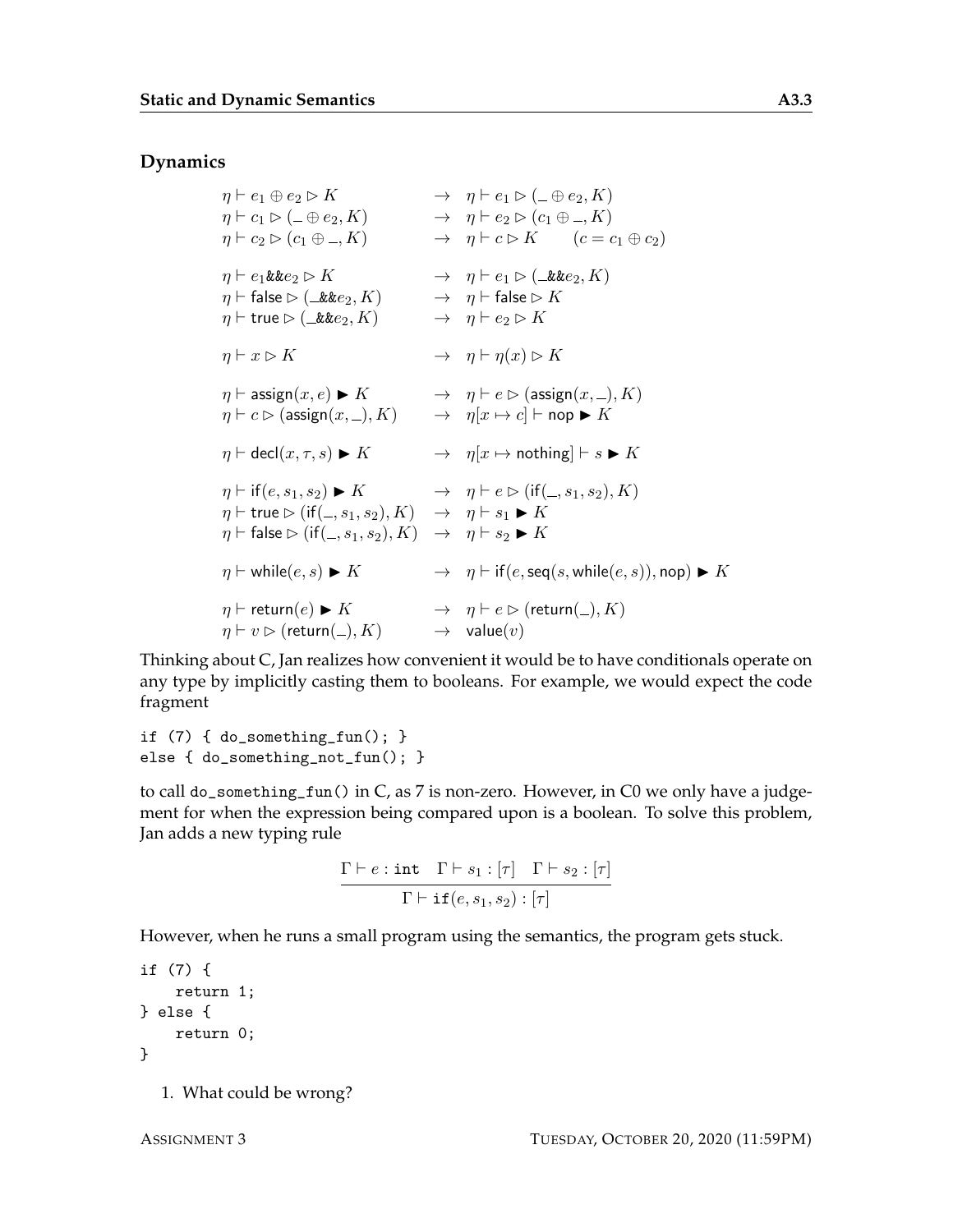## Dynamics

$$
\begin{array}{lcl}
\eta \vdash e_1 \oplus e_2 \rhd K & \to & \eta \vdash e_1 \rhd (\_ \oplus e_2, K) \\
\eta \vdash c_1 \rhd (\_ \oplus e_2, K) & \to & \eta \vdash e_2 \rhd (c_1 \oplus \_, K) \\
\eta \vdash c_2 \rhd (c_1 \oplus \_, K) & \to & \eta \vdash c \rhd K \qquad (c = c_1 \oplus c_2) \\
\\
\eta \vdash e_1 \&\& e_2 \rhd K & \to & \eta \vdash e_1 \rhd (\_ \&\& e_2, K) \\
\eta \vdash \mathsf{false} \rhd (\_ \&\& e_2, K) & \to & \eta \vdash \mathsf{false} \rhd K \\
\eta \vdash \mathsf{true} \rhd (\_ \&\& e_2, K) & \to & \eta \vdash e_2 \rhd K \\
\\
\eta \vdash x \rhd K & \to & \eta \vdash \eta(x) \rhd K \\
\\
\eta \vdash \mathsf{assign}(x, e) \blacktriangleright K & \to & \eta \vdash e \rhd (\mathsf{assign}(x, \_), K) \\
\eta \vdash c \rhd (\mathsf{assign}(x, \_), K) & \to & \eta[x \mapsto c] \vdash \mathsf{nop} \blacktriangleright K \\
\\
\eta \vdash \mathsf{decl}(x, \tau, s) \blacktriangleright K & \to & \eta[x \mapsto \mathsf{nothing}] \vdash s \blacktriangleright K \\
\\
\eta \vdash \mathsf{if}(e, s_1, s_2) \blacktriangleright K & \to & \eta \vdash e \rhd (\mathsf{if}(\_, s_1, s_2), K) \\
\eta \vdash \mathsf{true} \rhd (\mathsf{if}(\_, s_1, s_2), K) & \to & \eta \vdash s_1 \blacktriangleright K \\
\eta \vdash \mathsf{false} \rhd (\mathsf{if}(\_, s_1, s_2), K) & \to & \eta \vdash s_2 \blacktriangleright K \\
\\
\eta \vdash \mathsf{while}(e, s) \blacktriangleright K & \to & \eta \vdash \mathsf{if}(e, \mathsf{seq}(s, \mathsf{while}(e, s)), \mathsf{nop}) \blacktriangleright K \\
\\
\eta \vdash \mathsf{return}(e) \blacktriangleright K & \to & \eta \vdash e \rhd (\mathsf{return}(\_), K) \\
\eta \vdash v \rhd (\mathsf{return}(\_), K) & \to & \mathsf{value}(v)
\end{array}
$$

Thinking about C, Jan realizes how convenient it would be to have conditionals operate on any type by implicitly casting them to booleans. For example, we would expect the code fragment

```
if (7) { do_something_fun(); }
else { do_something_not_fun(); }
```

to call `do_something_fun()` in C, as 7 is non-zero. However, in C0 we only have a judgement for when the expression being compared upon is a boolean. To solve this problem, Jan adds a new typing rule

$$
\frac{\Gamma \vdash e : \texttt{int} \quad \Gamma \vdash s_1 : [\tau] \quad \Gamma \vdash s_2 : [\tau]}{\Gamma \vdash \texttt{if}(e, s_1, s_2) : [\tau]}
$$

However, when he runs a small program using the semantics, the program gets stuck.

```
if (7) {
    return 1;
} else {
    return 0;
}
```

1. What could be wrong?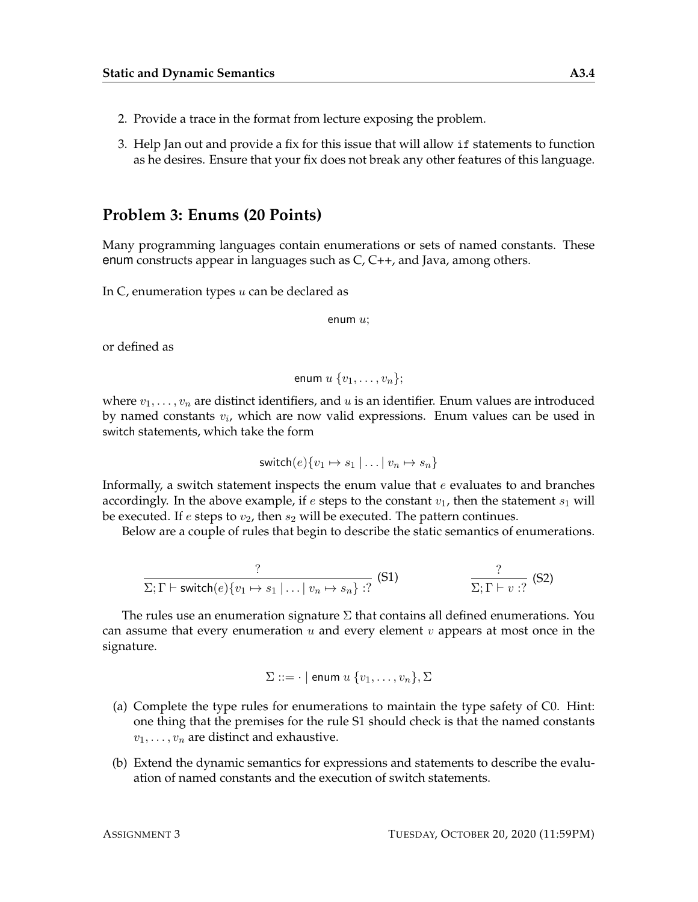2. Provide a trace in the format from lecture exposing the problem.

3. Help Jan out and provide a fix for this issue that will allow `if` statements to function as he desires. Ensure that your fix does not break any other features of this language.

## Problem 3: Enums (20 Points)

Many programming languages contain enumerations or sets of named constants. These enum constructs appear in languages such as C, C++, and Java, among others.

In C, enumeration types $u$ can be declared as

$$\textsf{enum}\ u;$$

or defined as

$$\textsf{enum}\ u\ \{v_1, \ldots, v_n\};$$

where $v_1, \ldots, v_n$ are distinct identifiers, and $u$ is an identifier. Enum values are introduced by named constants $v_i$, which are now valid expressions. Enum values can be used in switch statements, which take the form

$$\textsf{switch}(e)\{v_1 \mapsto s_1 \mid \ldots \mid v_n \mapsto s_n\}$$

Informally, a switch statement inspects the enum value that $e$ evaluates to and branches accordingly. In the above example, if $e$ steps to the constant $v_1$, then the statement $s_1$ will be executed. If $e$ steps to $v_2$, then $s_2$ will be executed. The pattern continues.

Below are a couple of rules that begin to describe the static semantics of enumerations.

$$\frac{?}{\Sigma; \Gamma \vdash \textsf{switch}(e)\{v_1 \mapsto s_1 \mid \ldots \mid v_n \mapsto s_n\} :?}\ (\text{S1}) \qquad\qquad \frac{?}{\Sigma; \Gamma \vdash v :?}\ (\text{S2})$$

The rules use an enumeration signature $\Sigma$ that contains all defined enumerations. You can assume that every enumeration $u$ and every element $v$ appears at most once in the signature.

$$\Sigma ::= \cdot \mid \textsf{enum}\ u\ \{v_1, \ldots, v_n\}, \Sigma$$

(a) Complete the type rules for enumerations to maintain the type safety of C0. Hint: one thing that the premises for the rule S1 should check is that the named constants $v_1, \ldots, v_n$ are distinct and exhaustive.

(b) Extend the dynamic semantics for expressions and statements to describe the evaluation of named constants and the execution of switch statements.